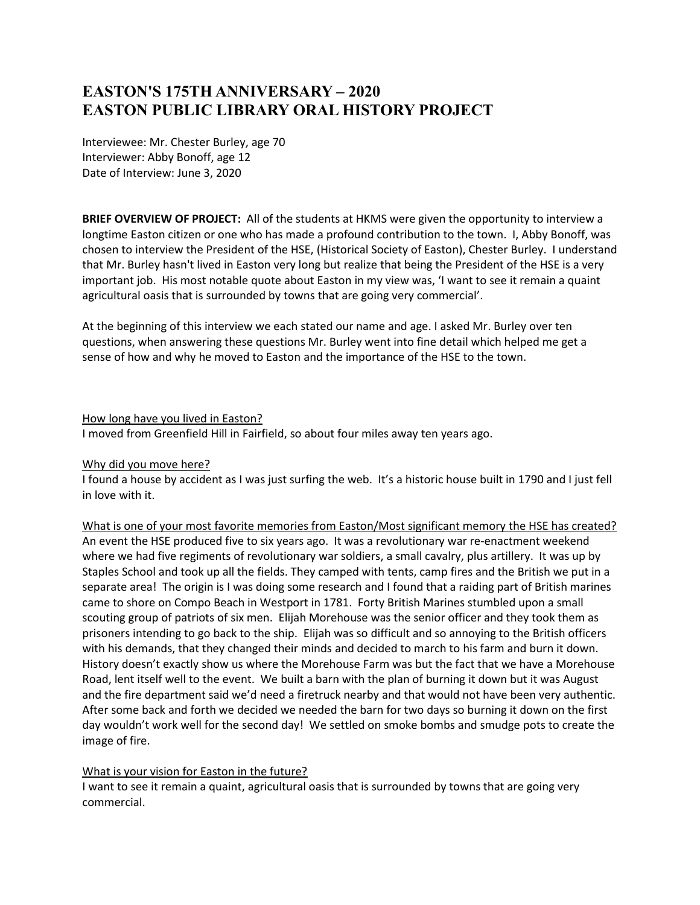# EASTON'S 175TH ANNIVERSARY – 2020
# EASTON PUBLIC LIBRARY ORAL HISTORY PROJECT

Interviewee: Mr. Chester Burley, age 70
Interviewer: Abby Bonoff, age 12
Date of Interview: June 3, 2020

**BRIEF OVERVIEW OF PROJECT:** All of the students at HKMS were given the opportunity to interview a longtime Easton citizen or one who has made a profound contribution to the town. I, Abby Bonoff, was chosen to interview the President of the HSE, (Historical Society of Easton), Chester Burley. I understand that Mr. Burley hasn't lived in Easton very long but realize that being the President of the HSE is a very important job. His most notable quote about Easton in my view was, 'I want to see it remain a quaint agricultural oasis that is surrounded by towns that are going very commercial'.

At the beginning of this interview we each stated our name and age. I asked Mr. Burley over ten questions, when answering these questions Mr. Burley went into fine detail which helped me get a sense of how and why he moved to Easton and the importance of the HSE to the town.

<u>How long have you lived in Easton?</u>
I moved from Greenfield Hill in Fairfield, so about four miles away ten years ago.

<u>Why did you move here?</u>
I found a house by accident as I was just surfing the web. It's a historic house built in 1790 and I just fell in love with it.

<u>What is one of your most favorite memories from Easton/Most significant memory the HSE has created?</u>
An event the HSE produced five to six years ago. It was a revolutionary war re-enactment weekend where we had five regiments of revolutionary war soldiers, a small cavalry, plus artillery. It was up by Staples School and took up all the fields. They camped with tents, camp fires and the British we put in a separate area! The origin is I was doing some research and I found that a raiding part of British marines came to shore on Compo Beach in Westport in 1781. Forty British Marines stumbled upon a small scouting group of patriots of six men. Elijah Morehouse was the senior officer and they took them as prisoners intending to go back to the ship. Elijah was so difficult and so annoying to the British officers with his demands, that they changed their minds and decided to march to his farm and burn it down. History doesn't exactly show us where the Morehouse Farm was but the fact that we have a Morehouse Road, lent itself well to the event. We built a barn with the plan of burning it down but it was August and the fire department said we'd need a firetruck nearby and that would not have been very authentic. After some back and forth we decided we needed the barn for two days so burning it down on the first day wouldn't work well for the second day! We settled on smoke bombs and smudge pots to create the image of fire.

<u>What is your vision for Easton in the future?</u>
I want to see it remain a quaint, agricultural oasis that is surrounded by towns that are going very commercial.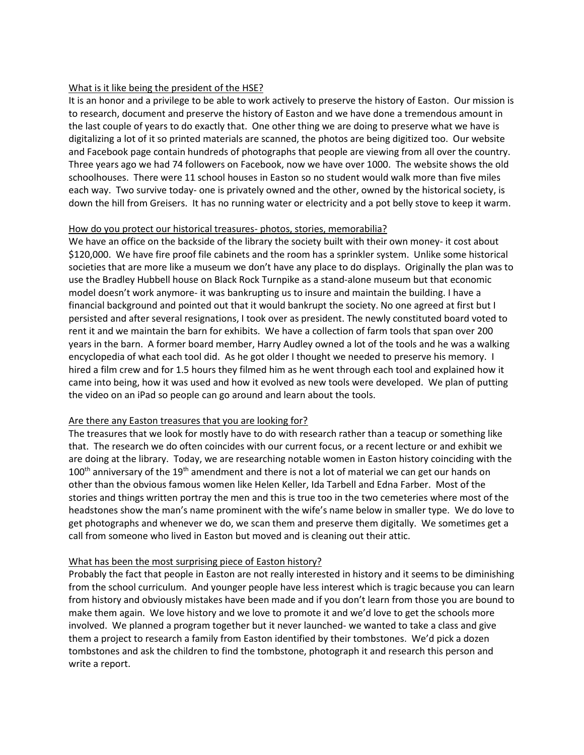<u>What is it like being the president of the HSE?</u>

It is an honor and a privilege to be able to work actively to preserve the history of Easton. Our mission is to research, document and preserve the history of Easton and we have done a tremendous amount in the last couple of years to do exactly that. One other thing we are doing to preserve what we have is digitalizing a lot of it so printed materials are scanned, the photos are being digitized too. Our website and Facebook page contain hundreds of photographs that people are viewing from all over the country. Three years ago we had 74 followers on Facebook, now we have over 1000. The website shows the old schoolhouses. There were 11 school houses in Easton so no student would walk more than five miles each way. Two survive today- one is privately owned and the other, owned by the historical society, is down the hill from Greisers. It has no running water or electricity and a pot belly stove to keep it warm.

<u>How do you protect our historical treasures- photos, stories, memorabilia?</u>

We have an office on the backside of the library the society built with their own money- it cost about $120,000. We have fire proof file cabinets and the room has a sprinkler system. Unlike some historical societies that are more like a museum we don't have any place to do displays. Originally the plan was to use the Bradley Hubbell house on Black Rock Turnpike as a stand-alone museum but that economic model doesn't work anymore- it was bankrupting us to insure and maintain the building. I have a financial background and pointed out that it would bankrupt the society. No one agreed at first but I persisted and after several resignations, I took over as president. The newly constituted board voted to rent it and we maintain the barn for exhibits. We have a collection of farm tools that span over 200 years in the barn. A former board member, Harry Audley owned a lot of the tools and he was a walking encyclopedia of what each tool did. As he got older I thought we needed to preserve his memory. I hired a film crew and for 1.5 hours they filmed him as he went through each tool and explained how it came into being, how it was used and how it evolved as new tools were developed. We plan of putting the video on an iPad so people can go around and learn about the tools.

<u>Are there any Easton treasures that you are looking for?</u>

The treasures that we look for mostly have to do with research rather than a teacup or something like that. The research we do often coincides with our current focus, or a recent lecture or and exhibit we are doing at the library. Today, we are researching notable women in Easton history coinciding with the 100th anniversary of the 19th amendment and there is not a lot of material we can get our hands on other than the obvious famous women like Helen Keller, Ida Tarbell and Edna Farber. Most of the stories and things written portray the men and this is true too in the two cemeteries where most of the headstones show the man's name prominent with the wife's name below in smaller type. We do love to get photographs and whenever we do, we scan them and preserve them digitally. We sometimes get a call from someone who lived in Easton but moved and is cleaning out their attic.

<u>What has been the most surprising piece of Easton history?</u>

Probably the fact that people in Easton are not really interested in history and it seems to be diminishing from the school curriculum. And younger people have less interest which is tragic because you can learn from history and obviously mistakes have been made and if you don't learn from those you are bound to make them again. We love history and we love to promote it and we'd love to get the schools more involved. We planned a program together but it never launched- we wanted to take a class and give them a project to research a family from Easton identified by their tombstones. We'd pick a dozen tombstones and ask the children to find the tombstone, photograph it and research this person and write a report.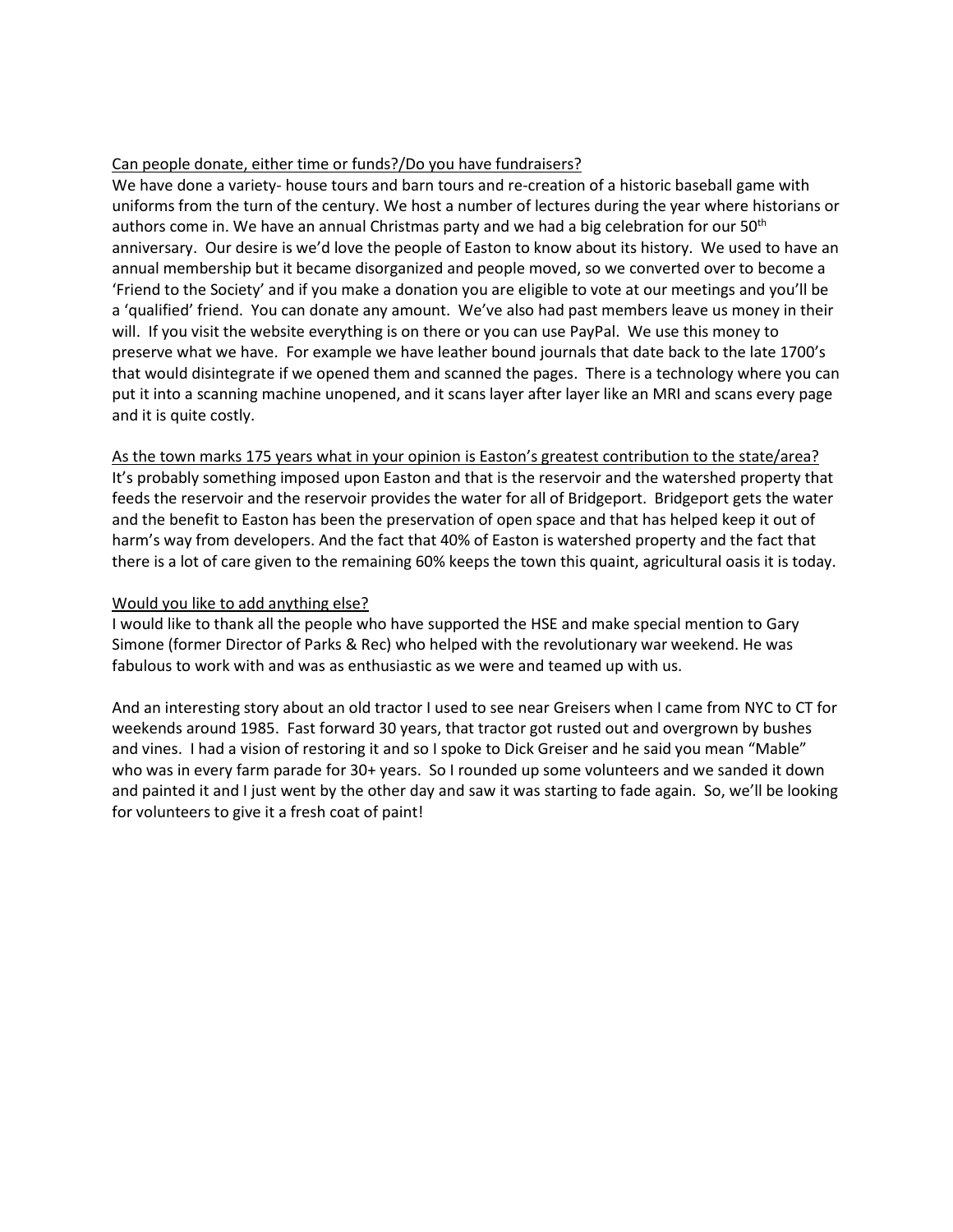<u>Can people donate, either time or funds?/Do you have fundraisers?</u>

We have done a variety- house tours and barn tours and re-creation of a historic baseball game with uniforms from the turn of the century. We host a number of lectures during the year where historians or authors come in. We have an annual Christmas party and we had a big celebration for our 50th anniversary. Our desire is we'd love the people of Easton to know about its history. We used to have an annual membership but it became disorganized and people moved, so we converted over to become a 'Friend to the Society' and if you make a donation you are eligible to vote at our meetings and you'll be a 'qualified' friend. You can donate any amount. We've also had past members leave us money in their will. If you visit the website everything is on there or you can use PayPal. We use this money to preserve what we have. For example we have leather bound journals that date back to the late 1700's that would disintegrate if we opened them and scanned the pages. There is a technology where you can put it into a scanning machine unopened, and it scans layer after layer like an MRI and scans every page and it is quite costly.

<u>As the town marks 175 years what in your opinion is Easton's greatest contribution to the state/area?</u>

It's probably something imposed upon Easton and that is the reservoir and the watershed property that feeds the reservoir and the reservoir provides the water for all of Bridgeport. Bridgeport gets the water and the benefit to Easton has been the preservation of open space and that has helped keep it out of harm's way from developers. And the fact that 40% of Easton is watershed property and the fact that there is a lot of care given to the remaining 60% keeps the town this quaint, agricultural oasis it is today.

<u>Would you like to add anything else?</u>

I would like to thank all the people who have supported the HSE and make special mention to Gary Simone (former Director of Parks & Rec) who helped with the revolutionary war weekend. He was fabulous to work with and was as enthusiastic as we were and teamed up with us.

And an interesting story about an old tractor I used to see near Greisers when I came from NYC to CT for weekends around 1985. Fast forward 30 years, that tractor got rusted out and overgrown by bushes and vines. I had a vision of restoring it and so I spoke to Dick Greiser and he said you mean "Mable" who was in every farm parade for 30+ years. So I rounded up some volunteers and we sanded it down and painted it and I just went by the other day and saw it was starting to fade again. So, we'll be looking for volunteers to give it a fresh coat of paint!